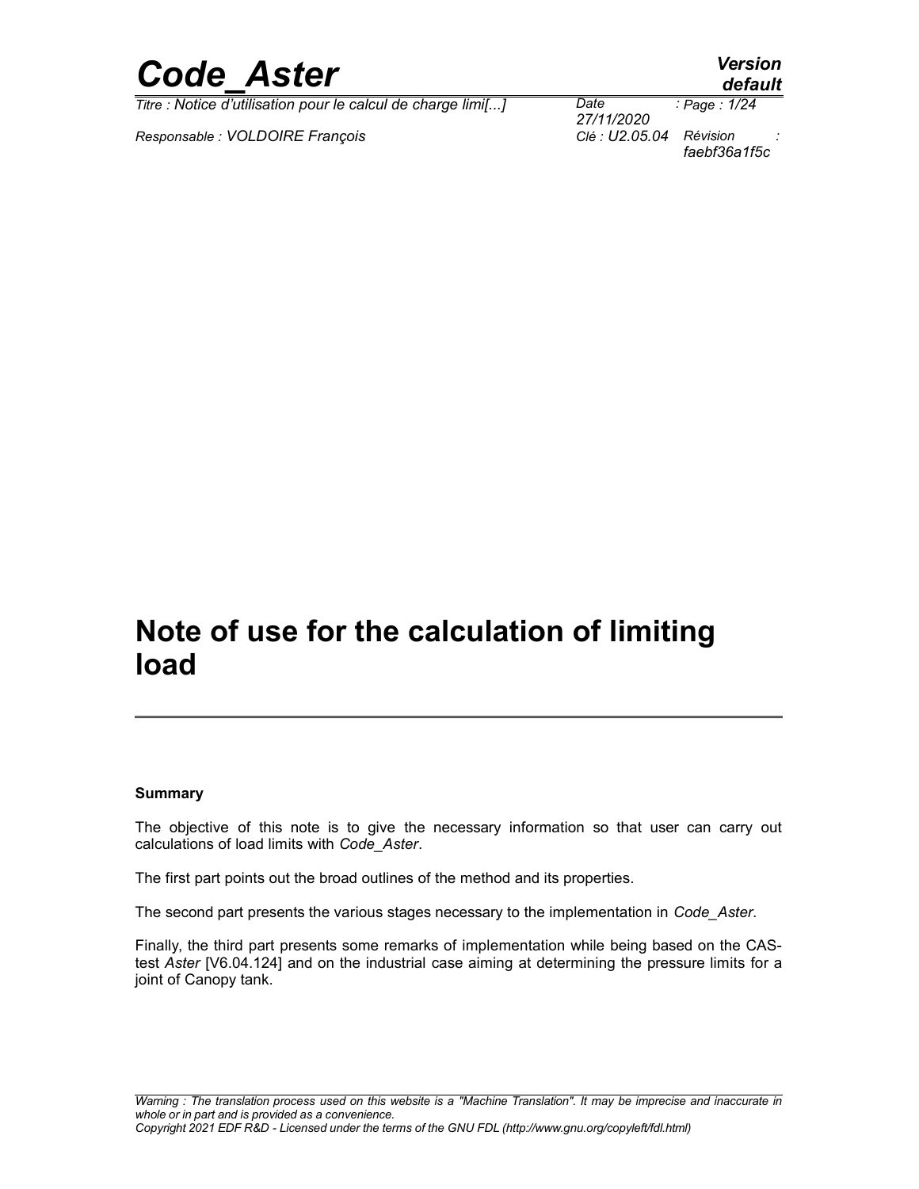# Note of use for the calculation of limiting load

**Summary**

The objective of this note is to give the necessary information so that user can carry out calculations of load limits with *Code_Aster*.

The first part points out the broad outlines of the method and its properties.

The second part presents the various stages necessary to the implementation in *Code_Aster*.

Finally, the third part presents some remarks of implementation while being based on the CAS-test *Aster* [V6.04.124] and on the industrial case aiming at determining the pressure limits for a joint of Canopy tank.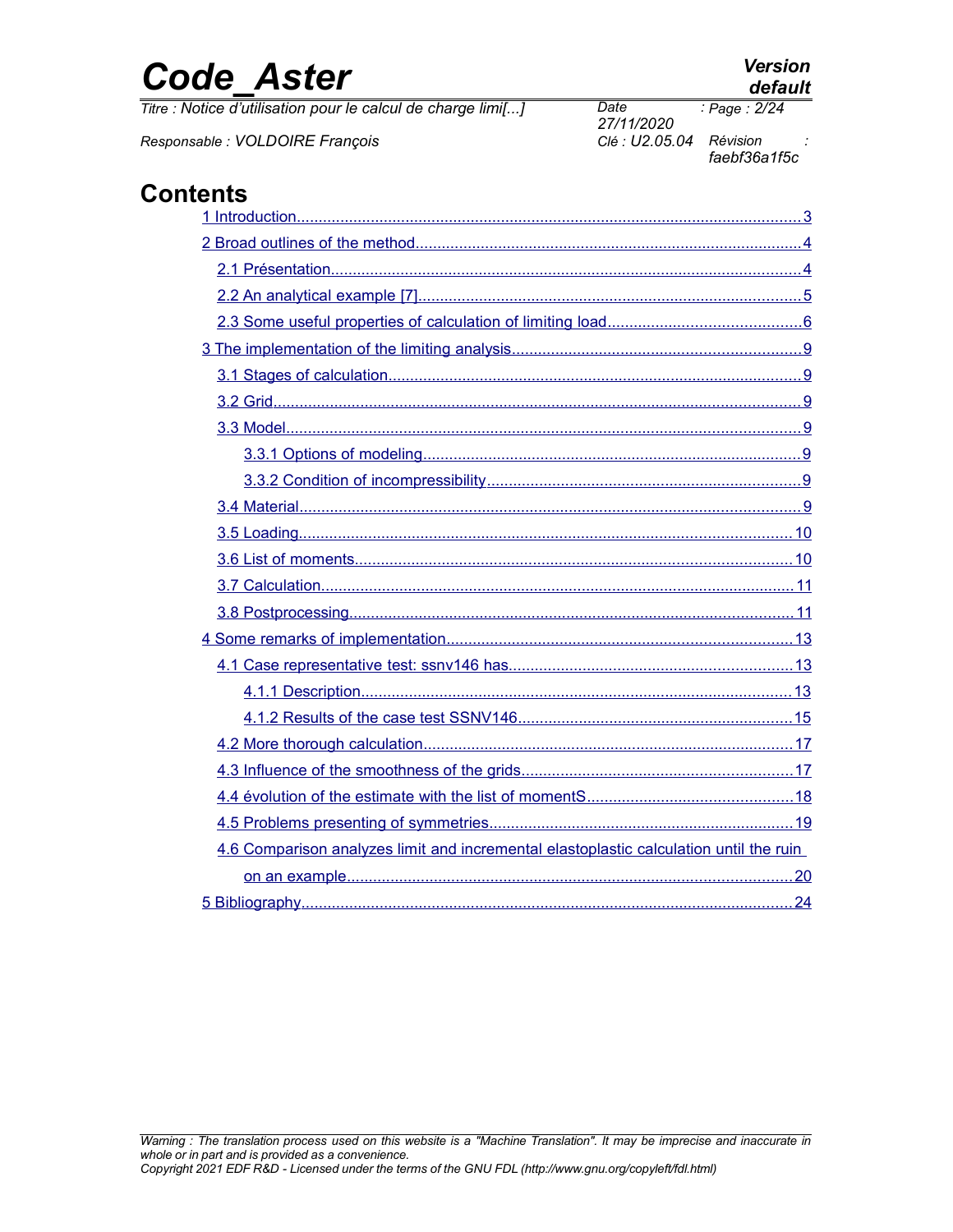# Contents

- 1 Introduction....................3
- 2 Broad outlines of the method....................4
  - 2.1 Présentation....................4
  - 2.2 An analytical example [7]....................5
  - 2.3 Some useful properties of calculation of limiting load....................6
- 3 The implementation of the limiting analysis....................9
  - 3.1 Stages of calculation....................9
  - 3.2 Grid....................9
  - 3.3 Model....................9
    - 3.3.1 Options of modeling....................9
    - 3.3.2 Condition of incompressibility....................9
  - 3.4 Material....................9
  - 3.5 Loading....................10
  - 3.6 List of moments....................10
  - 3.7 Calculation....................11
  - 3.8 Postprocessing....................11
- 4 Some remarks of implementation....................13
  - 4.1 Case representative test: ssnv146 has....................13
    - 4.1.1 Description....................13
    - 4.1.2 Results of the case test SSNV146....................15
  - 4.2 More thorough calculation....................17
  - 4.3 Influence of the smoothness of the grids....................17
  - 4.4 évolution of the estimate with the list of momentS....................18
  - 4.5 Problems presenting of symmetries....................19
  - 4.6 Comparison analyzes limit and incremental elastoplastic calculation until the ruin on an example....................20
- 5 Bibliography....................24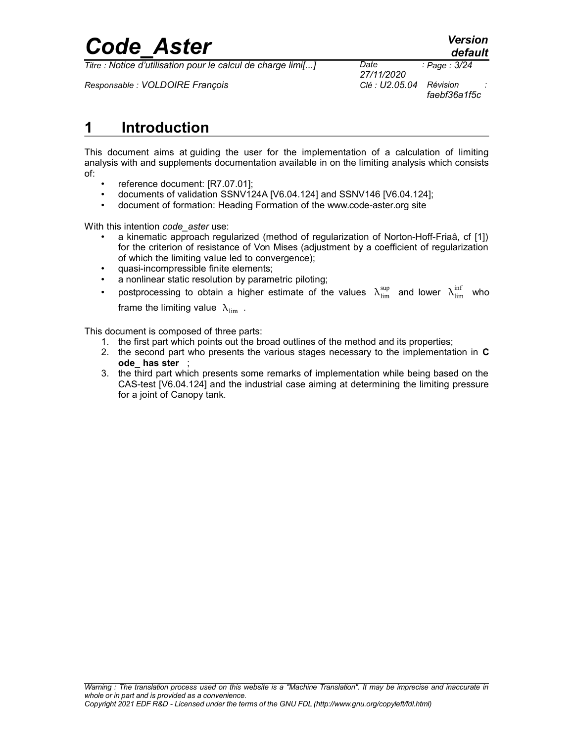# 1 Introduction

This document aims at guiding the user for the implementation of a calculation of limiting analysis with and supplements documentation available in on the limiting analysis which consists of:

- reference document: [R7.07.01];
- documents of validation SSNV124A [V6.04.124] and SSNV146 [V6.04.124];
- document of formation: Heading Formation of the www.code-aster.org site

With this intention *code_aster* use:

- a kinematic approach regularized (method of regularization of Norton-Hoff-Friaâ, cf [1]) for the criterion of resistance of Von Mises (adjustment by a coefficient of regularization of which the limiting value led to convergence);
- quasi-incompressible finite elements;
- a nonlinear static resolution by parametric piloting;
- postprocessing to obtain a higher estimate of the values $\lambda_{\lim}^{\sup}$ and lower $\lambda_{\lim}^{\inf}$ who frame the limiting value $\lambda_{\lim}$ .

This document is composed of three parts:

1. the first part which points out the broad outlines of the method and its properties;
2. the second part who presents the various stages necessary to the implementation in **C ode_ has ster** ;
3. the third part which presents some remarks of implementation while being based on the CAS-test [V6.04.124] and the industrial case aiming at determining the limiting pressure for a joint of Canopy tank.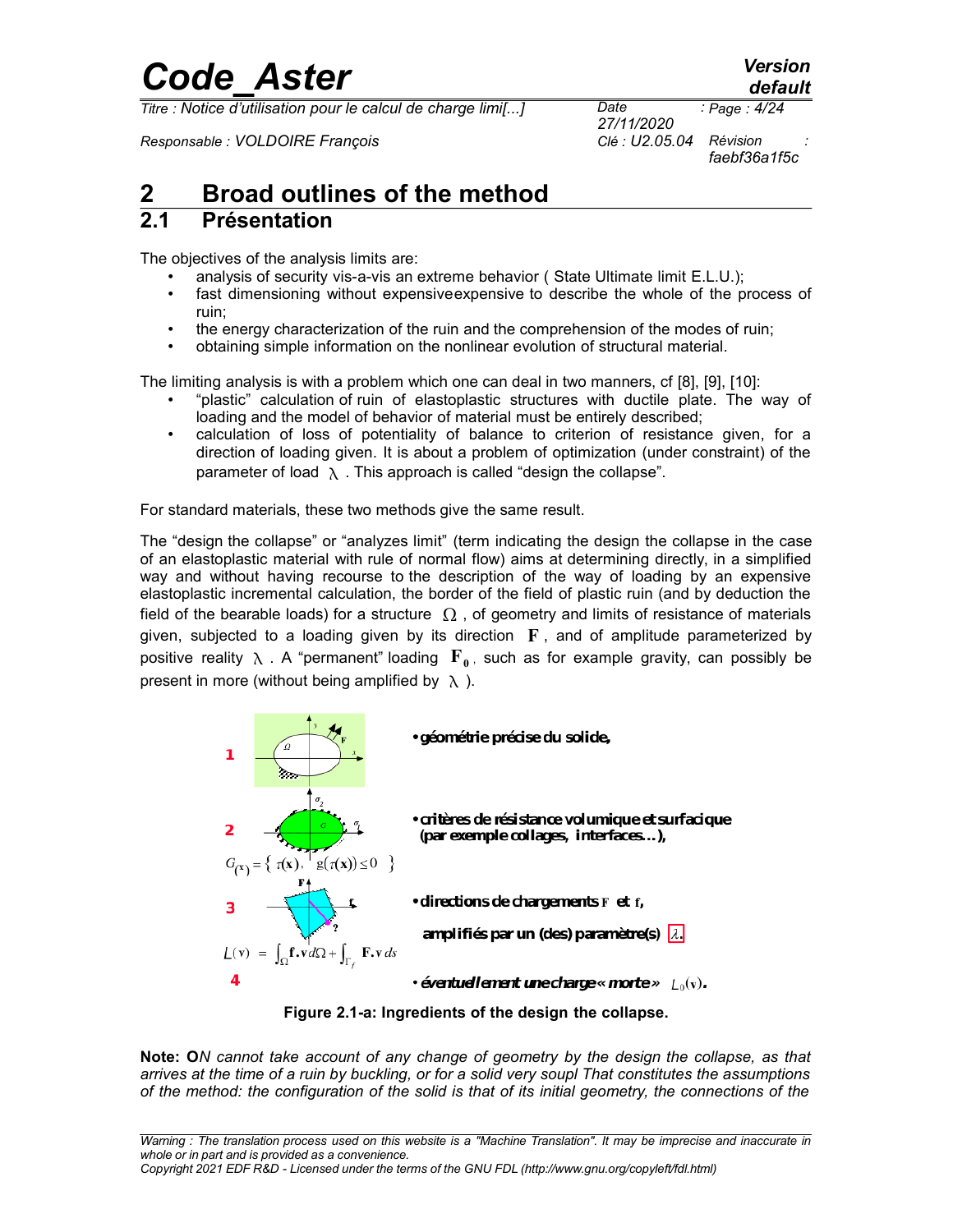# 2 Broad outlines of the method

## 2.1 Présentation

The objectives of the analysis limits are:

- analysis of security vis-a-vis an extreme behavior ( State Ultimate limit E.L.U.);
- fast dimensioning without expensiveexpensive to describe the whole of the process of ruin;
- the energy characterization of the ruin and the comprehension of the modes of ruin;
- obtaining simple information on the nonlinear evolution of structural material.

The limiting analysis is with a problem which one can deal in two manners, cf [8], [9], [10]:

- "plastic" calculation of ruin of elastoplastic structures with ductile plate. The way of loading and the model of behavior of material must be entirely described;
- calculation of loss of potentiality of balance to criterion of resistance given, for a direction of loading given. It is about a problem of optimization (under constraint) of the parameter of load $\lambda$ . This approach is called "design the collapse".

For standard materials, these two methods give the same result.

The "design the collapse" or "analyzes limit" (term indicating the design the collapse in the case of an elastoplastic material with rule of normal flow) aims at determining directly, in a simplified way and without having recourse to the description of the way of loading by an expensive elastoplastic incremental calculation, the border of the field of plastic ruin (and by deduction the field of the bearable loads) for a structure $\Omega$ , of geometry and limits of resistance of materials given, subjected to a loading given by its direction $\mathbf{F}$ , and of amplitude parameterized by positive reality $\lambda$ . A "permanent" loading $\mathbf{F_0}$ , such as for example gravity, can possibly be present in more (without being amplified by $\lambda$ ).

1 • géométrie précise du solide,

2 • critères de résistance volumique et surfacique (par exemple collages, interfaces…),

$G_{(x)} = \{ \sigma(\mathbf{x}), \ g(\sigma(\mathbf{x})) \le 0 \}$

3 • directions de chargements $\mathbf{F}$ et $\mathbf{f}$, amplifiés par un (des) paramètre(s) $\lambda$.

$L(\mathbf{v}) = \int_\Omega \mathbf{f}.\mathbf{v}\, d\Omega + \int_{\Gamma_f} \mathbf{F}.\mathbf{v}\, ds$

4 • *éventuellement une charge « morte »* $L_0(\mathbf{v})$.

**Figure 2.1-a: Ingredients of the design the collapse.**

**Note: O***N cannot take account of any change of geometry by the design the collapse, as that arrives at the time of a ruin by buckling, or for a solid very soupl That constitutes the assumptions of the method: the configuration of the solid is that of its initial geometry, the connections of the*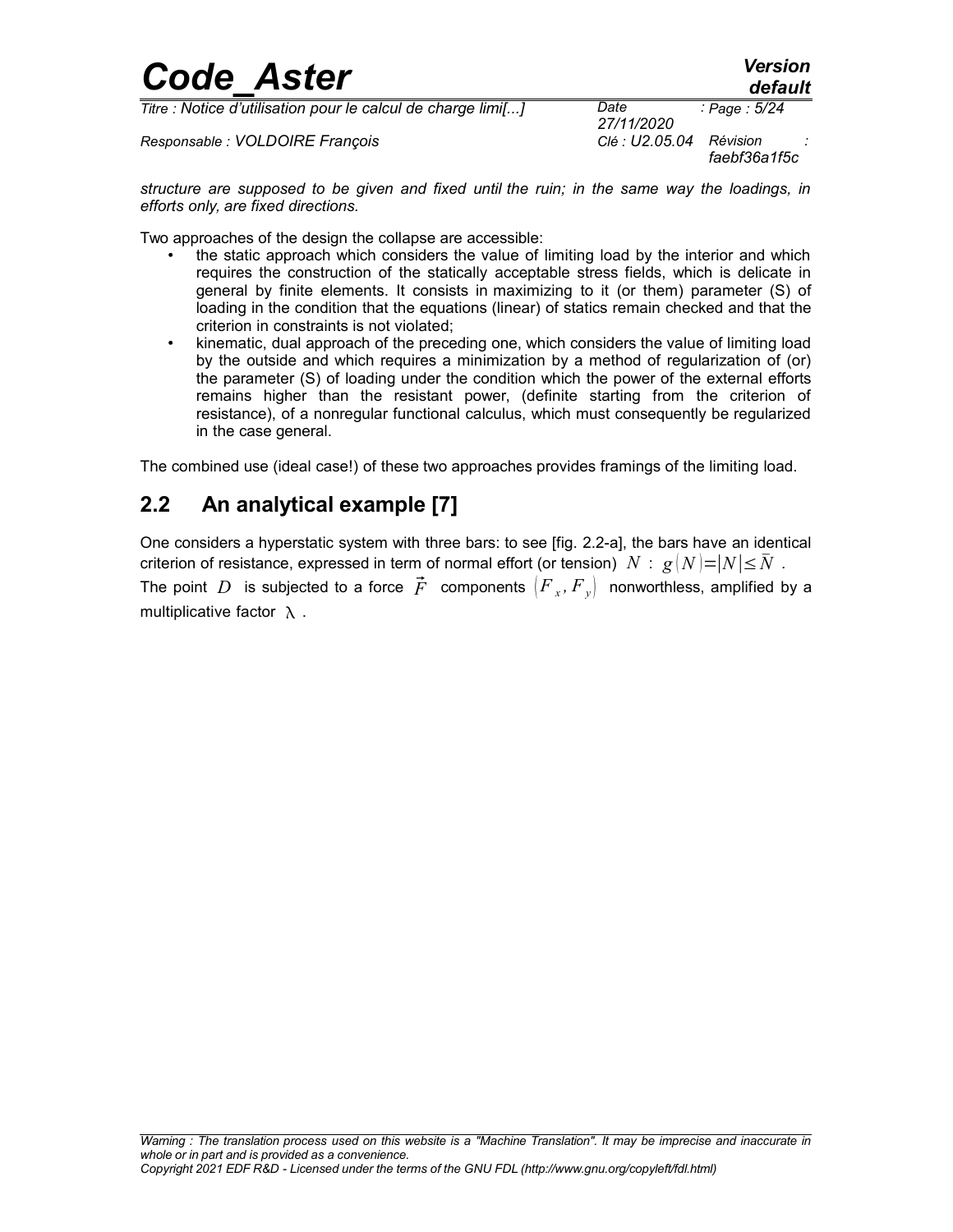*structure are supposed to be given and fixed until the ruin; in the same way the loadings, in efforts only, are fixed directions.*

Two approaches of the design the collapse are accessible:

- the static approach which considers the value of limiting load by the interior and which requires the construction of the statically acceptable stress fields, which is delicate in general by finite elements. It consists in maximizing to it (or them) parameter (S) of loading in the condition that the equations (linear) of statics remain checked and that the criterion in constraints is not violated;
- kinematic, dual approach of the preceding one, which considers the value of limiting load by the outside and which requires a minimization by a method of regularization of (or) the parameter (S) of loading under the condition which the power of the external efforts remains higher than the resistant power, (definite starting from the criterion of resistance), of a nonregular functional calculus, which must consequently be regularized in the case general.

The combined use (ideal case!) of these two approaches provides framings of the limiting load.

## 2.2 An analytical example [7]

One considers a hyperstatic system with three bars: to see [fig. 2.2-a], the bars have an identical criterion of resistance, expressed in term of normal effort (or tension) $N$ : $g(N)=|N|\leq\bar{N}$ .

The point $D$ is subjected to a force $\vec{F}$ components $(F_x, F_y)$ nonworthless, amplified by a multiplicative factor $\lambda$ .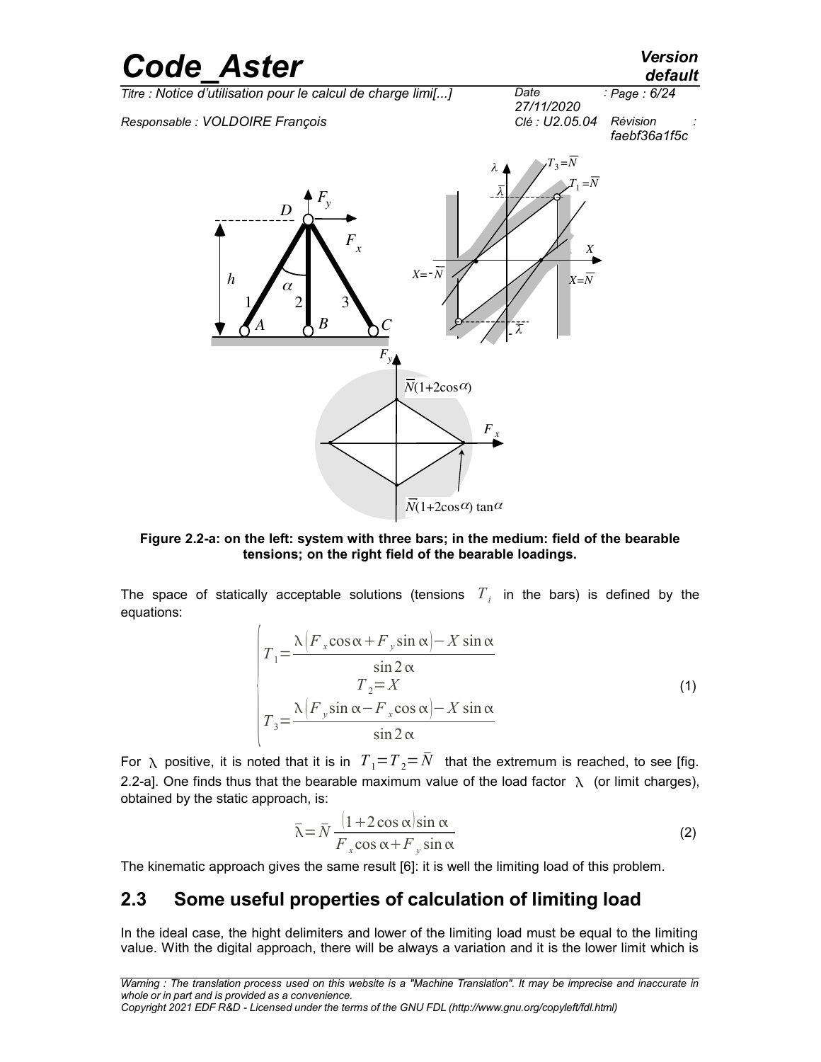Figure 2.2-a: on the left: system with three bars; in the medium: field of the bearable tensions; on the right field of the bearable loadings.

The space of statically acceptable solutions (tensions $T_i$ in the bars) is defined by the equations:

$$
\begin{cases}
T_1 = \dfrac{\lambda\left(F_x \cos\alpha + F_y \sin\alpha\right) - X \sin\alpha}{\sin 2\alpha} \\
T_2 = X \\
T_3 = \dfrac{\lambda\left(F_y \sin\alpha - F_x \cos\alpha\right) - X \sin\alpha}{\sin 2\alpha}
\end{cases}
\tag{1}
$$

For $\lambda$ positive, it is noted that it is in $T_1 = T_2 = \bar{N}$ that the extremum is reached, to see [fig. 2.2-a]. One finds thus that the bearable maximum value of the load factor $\lambda$ (or limit charges), obtained by the static approach, is:

$$
\bar{\lambda} = \bar{N} \frac{\left(1 + 2\cos\alpha\right)\sin\alpha}{F_x \cos\alpha + F_y \sin\alpha}
\tag{2}
$$

The kinematic approach gives the same result [6]: it is well the limiting load of this problem.

## 2.3 Some useful properties of calculation of limiting load

In the ideal case, the hight delimiters and lower of the limiting load must be equal to the limiting value. With the digital approach, there will be always a variation and it is the lower limit which is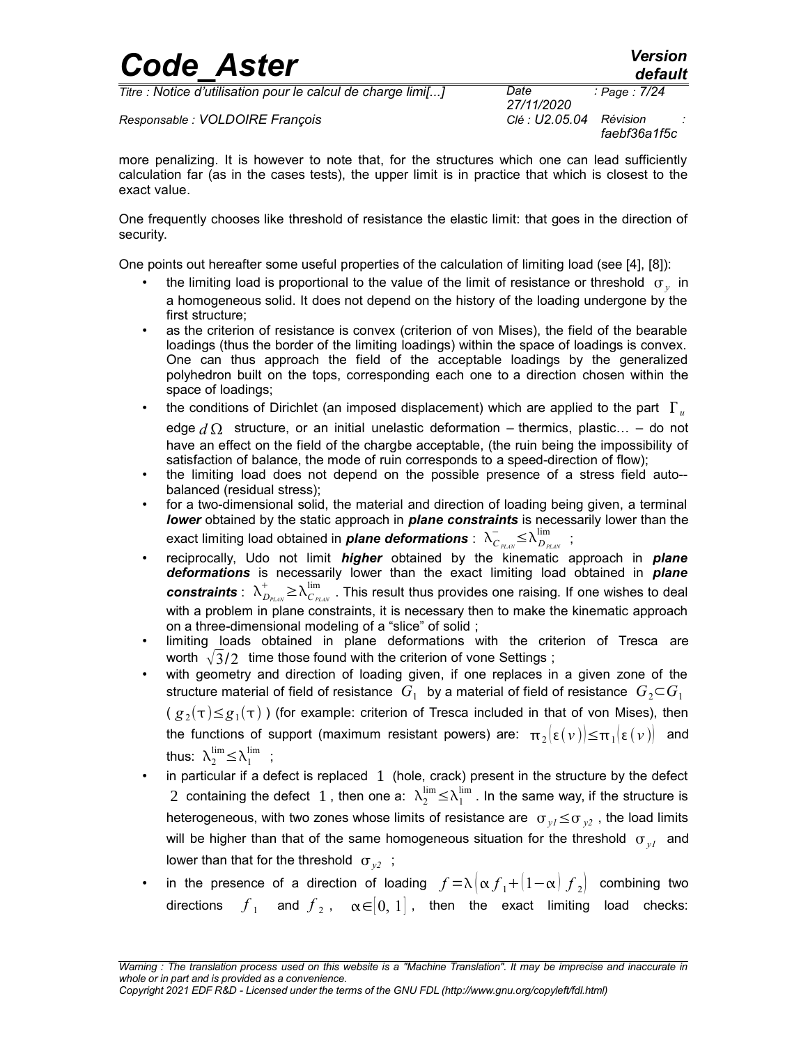more penalizing. It is however to note that, for the structures which one can lead sufficiently calculation far (as in the cases tests), the upper limit is in practice that which is closest to the exact value.

One frequently chooses like threshold of resistance the elastic limit: that goes in the direction of security.

One points out hereafter some useful properties of the calculation of limiting load (see [4], [8]):

- the limiting load is proportional to the value of the limit of resistance or threshold $\sigma_y$ in a homogeneous solid. It does not depend on the history of the loading undergone by the first structure;
- as the criterion of resistance is convex (criterion of von Mises), the field of the bearable loadings (thus the border of the limiting loadings) within the space of loadings is convex. One can thus approach the field of the acceptable loadings by the generalized polyhedron built on the tops, corresponding each one to a direction chosen within the space of loadings;
- the conditions of Dirichlet (an imposed displacement) which are applied to the part $\Gamma_u$ edge $d\Omega$ structure, or an initial unelastic deformation – thermics, plastic… – do not have an effect on the field of the chargbe acceptable, (the ruin being the impossibility of satisfaction of balance, the mode of ruin corresponds to a speed-direction of flow);
- the limiting load does not depend on the possible presence of a stress field auto--balanced (residual stress);
- for a two-dimensional solid, the material and direction of loading being given, a terminal ***lower*** obtained by the static approach in ***plane constraints*** is necessarily lower than the exact limiting load obtained in ***plane deformations*** : $\lambda^-_{C_{PLAN}} \leq \lambda^{\lim}_{D_{PLAN}}$ ;
- reciprocally, Udo not limit ***higher*** obtained by the kinematic approach in ***plane deformations*** is necessarily lower than the exact limiting load obtained in ***plane constraints*** : $\lambda^+_{D_{PLAN}} \geq \lambda^{\lim}_{C_{PLAN}}$ . This result thus provides one raising. If one wishes to deal with a problem in plane constraints, it is necessary then to make the kinematic approach on a three-dimensional modeling of a "slice" of solid ;
- limiting loads obtained in plane deformations with the criterion of Tresca are worth $\sqrt{3}/2$ time those found with the criterion of vone Settings ;
- with geometry and direction of loading given, if one replaces in a given zone of the structure material of field of resistance $G_1$ by a material of field of resistance $G_2 \subset G_1$ ( $g_2(\tau) \leq g_1(\tau)$ ) (for example: criterion of Tresca included in that of von Mises), then the functions of support (maximum resistant powers) are: $\pi_2(\varepsilon(v)) \leq \pi_1(\varepsilon(v))$ and thus: $\lambda^{\lim}_2 \leq \lambda^{\lim}_1$ ;
- in particular if a defect is replaced $1$ (hole, crack) present in the structure by the defect $2$ containing the defect $1$ , then one a: $\lambda^{\lim}_2 \leq \lambda^{\lim}_1$ . In the same way, if the structure is heterogeneous, with two zones whose limits of resistance are $\sigma_{y1} \leq \sigma_{y2}$ , the load limits will be higher than that of the same homogeneous situation for the threshold $\sigma_{y1}$ and lower than that for the threshold $\sigma_{y2}$ ;
- in the presence of a direction of loading $f = \lambda(\alpha f_1 + (1-\alpha) f_2)$ combining two directions $f_1$ and $f_2$ , $\alpha \in [0, 1]$ , then the exact limiting load checks: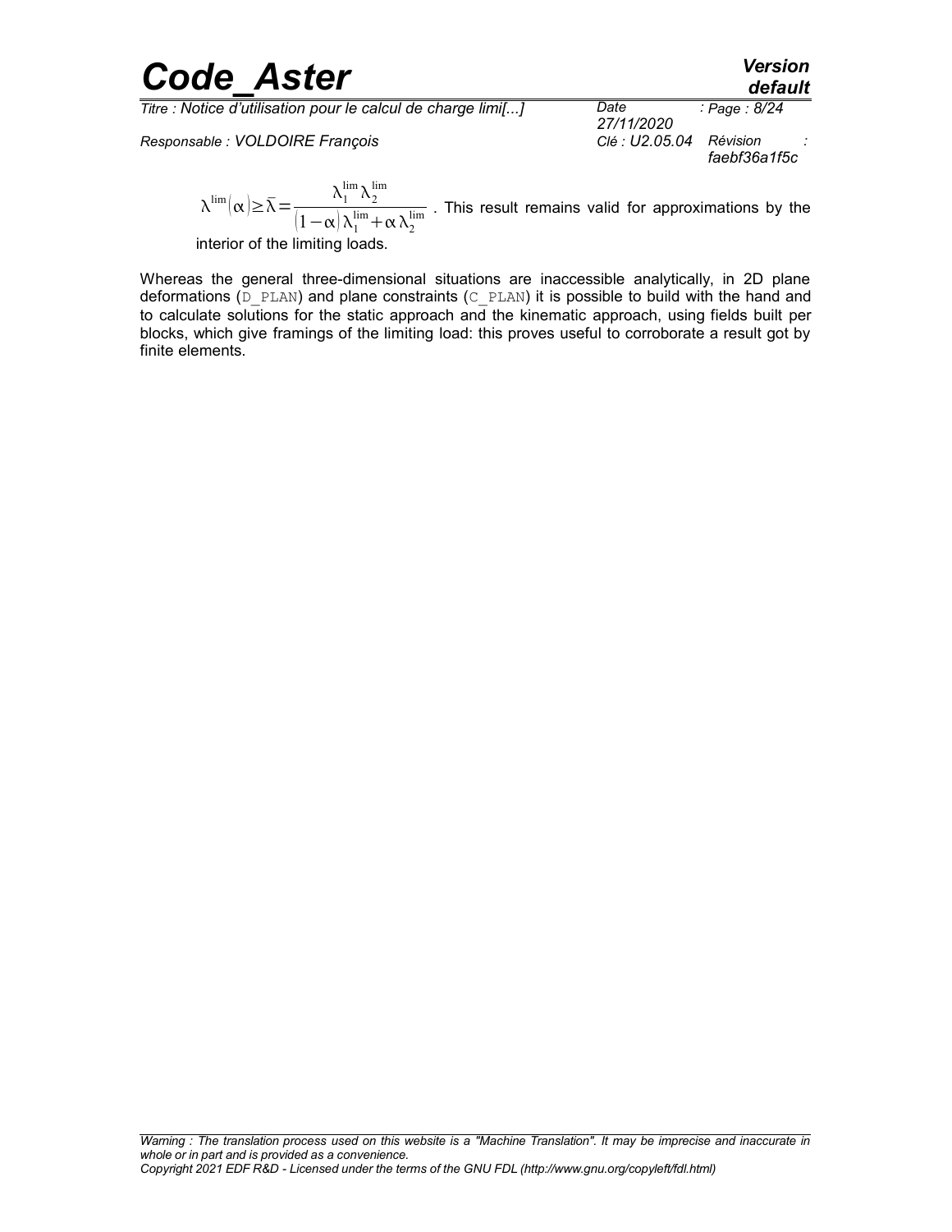$\lambda^{\lim}(\alpha) \geq \bar{\lambda} = \dfrac{\lambda_1^{\lim} \lambda_2^{\lim}}{(1-\alpha)\lambda_1^{\lim} + \alpha \lambda_2^{\lim}}$ . This result remains valid for approximations by the interior of the limiting loads.

Whereas the general three-dimensional situations are inaccessible analytically, in 2D plane deformations (D_PLAN) and plane constraints (C_PLAN) it is possible to build with the hand and to calculate solutions for the static approach and the kinematic approach, using fields built per blocks, which give framings of the limiting load: this proves useful to corroborate a result got by finite elements.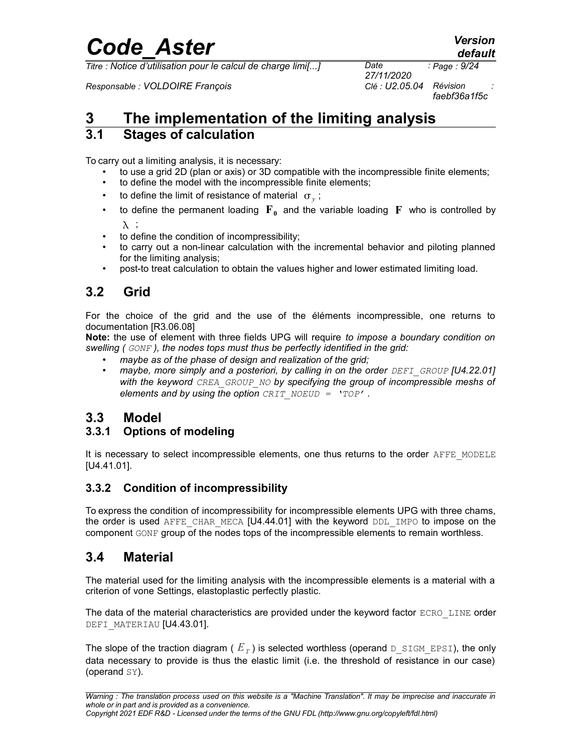# 3 The implementation of the limiting analysis

## 3.1 Stages of calculation

To carry out a limiting analysis, it is necessary:

- to use a grid 2D (plan or axis) or 3D compatible with the incompressible finite elements;
- to define the model with the incompressible finite elements;
- to define the limit of resistance of material $\sigma_y$ ;
- to define the permanent loading $\mathbf{F_0}$ and the variable loading $\mathbf{F}$ who is controlled by $\lambda$ ;
- to define the condition of incompressibility;
- to carry out a non-linear calculation with the incremental behavior and piloting planned for the limiting analysis;
- post-to treat calculation to obtain the values higher and lower estimated limiting load.

## 3.2 Grid

For the choice of the grid and the use of the éléments incompressible, one returns to documentation [R3.06.08]

**Note:** the use of element with three fields UPG will require *to impose a boundary condition on swelling ( GONF ), the nodes tops must thus be perfectly identified in the grid:*

- *maybe as of the phase of design and realization of the grid;*
- *maybe, more simply and a posteriori, by calling in on the order DEFI_GROUP [U4.22.01] with the keyword CREA_GROUP_NO by specifying the group of incompressible meshs of elements and by using the option CRIT_NOEUD = 'TOP' .*

## 3.3 Model

### 3.3.1 Options of modeling

It is necessary to select incompressible elements, one thus returns to the order AFFE_MODELE [U4.41.01].

### 3.3.2 Condition of incompressibility

To express the condition of incompressibility for incompressible elements UPG with three chams, the order is used AFFE_CHAR_MECA [U4.44.01] with the keyword DDL_IMPO to impose on the component GONF group of the nodes tops of the incompressible elements to remain worthless.

## 3.4 Material

The material used for the limiting analysis with the incompressible elements is a material with a criterion of vone Settings, elastoplastic perfectly plastic.

The data of the material characteristics are provided under the keyword factor ECRO_LINE order DEFI_MATERIAU [U4.43.01].

The slope of the traction diagram ( $E_T$ ) is selected worthless (operand D_SIGM_EPSI), the only data necessary to provide is thus the elastic limit (i.e. the threshold of resistance in our case) (operand SY).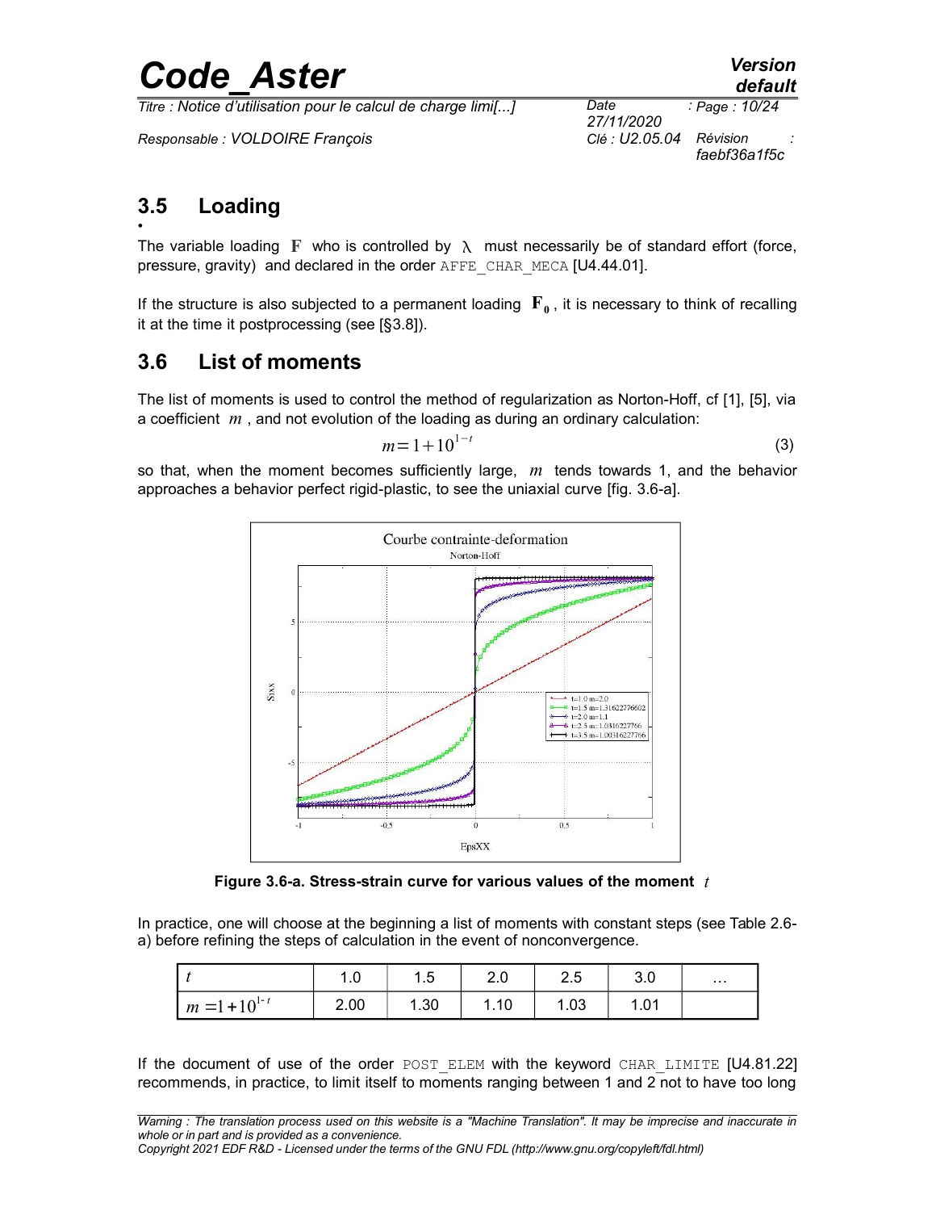## 3.5 Loading

•

The variable loading $\mathbf{F}$ who is controlled by $\lambda$ must necessarily be of standard effort (force, pressure, gravity) and declared in the order AFFE_CHAR_MECA [U4.44.01].

If the structure is also subjected to a permanent loading $\mathbf{F_0}$, it is necessary to think of recalling it at the time it postprocessing (see [§3.8]).

## 3.6 List of moments

The list of moments is used to control the method of regularization as Norton-Hoff, cf [1], [5], via a coefficient $m$, and not evolution of the loading as during an ordinary calculation:

$$m = 1 + 10^{1-t} \tag{3}$$

so that, when the moment becomes sufficiently large, $m$ tends towards 1, and the behavior approaches a behavior perfect rigid-plastic, to see the uniaxial curve [fig. 3.6-a].

**Figure 3.6-a. Stress-strain curve for various values of the moment $t$**

In practice, one will choose at the beginning a list of moments with constant steps (see Table 2.6-a) before refining the steps of calculation in the event of nonconvergence.

| $t$ | 1.0 | 1.5 | 2.0 | 2.5 | 3.0 | … |
|---|---|---|---|---|---|---|
| $m = 1 + 10^{1-t}$ | 2.00 | 1.30 | 1.10 | 1.03 | 1.01 | |

If the document of use of the order POST_ELEM with the keyword CHAR_LIMITE [U4.81.22] recommends, in practice, to limit itself to moments ranging between 1 and 2 not to have too long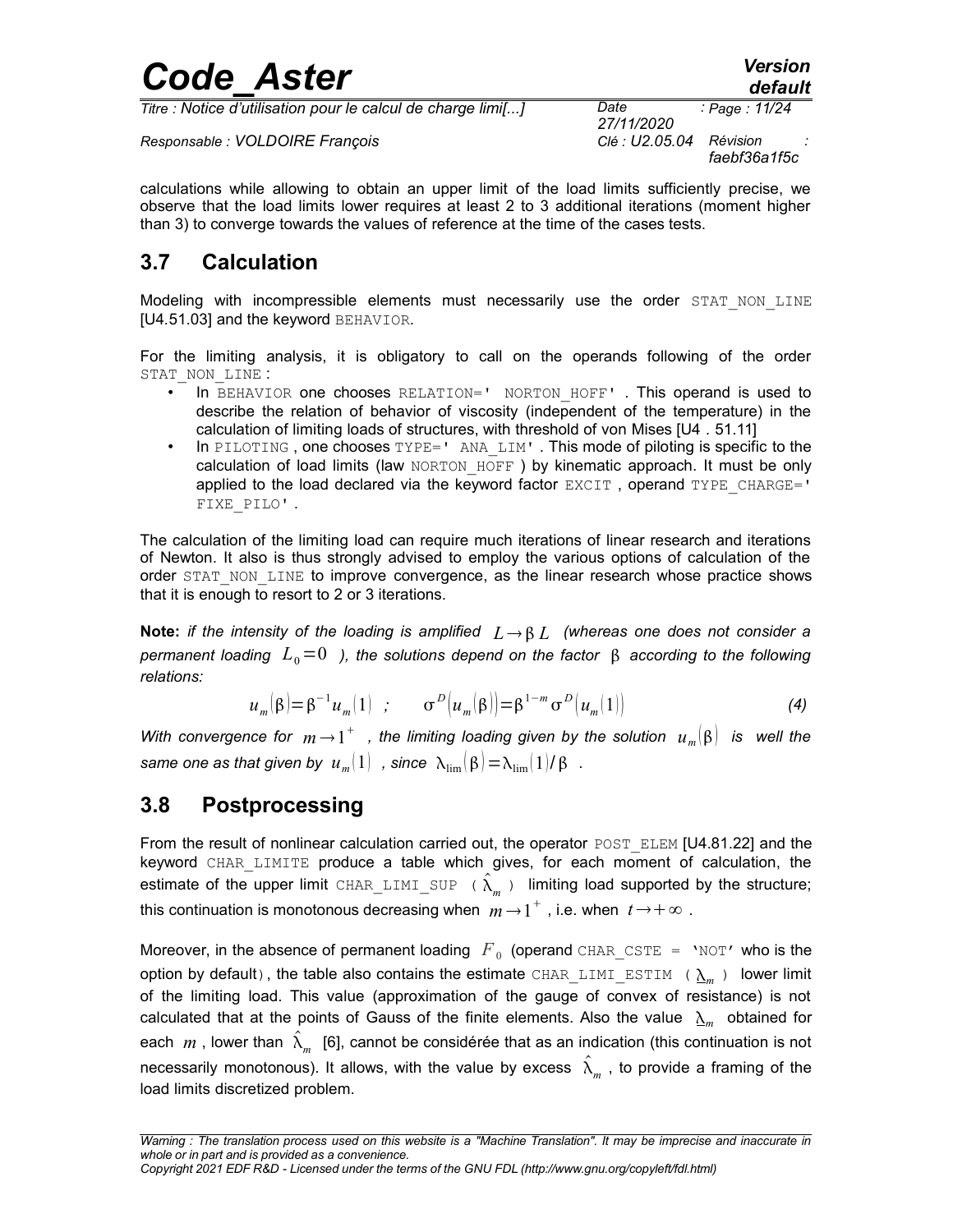calculations while allowing to obtain an upper limit of the load limits sufficiently precise, we observe that the load limits lower requires at least 2 to 3 additional iterations (moment higher than 3) to converge towards the values of reference at the time of the cases tests.

## 3.7 Calculation

Modeling with incompressible elements must necessarily use the order STAT_NON_LINE [U4.51.03] and the keyword BEHAVIOR.

For the limiting analysis, it is obligatory to call on the operands following of the order STAT_NON_LINE :

- In BEHAVIOR one chooses RELATION=' NORTON_HOFF' . This operand is used to describe the relation of behavior of viscosity (independent of the temperature) in the calculation of limiting loads of structures, with threshold of von Mises [U4 . 51.11]
- In PILOTING , one chooses TYPE=' ANA_LIM' . This mode of piloting is specific to the calculation of load limits (law NORTON_HOFF ) by kinematic approach. It must be only applied to the load declared via the keyword factor EXCIT , operand TYPE_CHARGE=' FIXE_PILO' .

The calculation of the limiting load can require much iterations of linear research and iterations of Newton. It also is thus strongly advised to employ the various options of calculation of the order STAT_NON_LINE to improve convergence, as the linear research whose practice shows that it is enough to resort to 2 or 3 iterations.

**Note:** *if the intensity of the loading is amplified $L \rightarrow \beta L$ (whereas one does not consider a permanent loading $L_0 = 0$ ), the solutions depend on the factor $\beta$ according to the following relations:*

$$u_m(\beta) = \beta^{-1} u_m(1) \quad ; \qquad \sigma^D(u_m(\beta)) = \beta^{1-m} \sigma^D(u_m(1)) \tag{4}$$

*With convergence for $m \rightarrow 1^+$ , the limiting loading given by the solution $u_m(\beta)$ is well the same one as that given by $u_m(1)$ , since $\lambda_{\lim}(\beta) = \lambda_{\lim}(1)/\beta$ .*

## 3.8 Postprocessing

From the result of nonlinear calculation carried out, the operator POST_ELEM [U4.81.22] and the keyword CHAR_LIMITE produce a table which gives, for each moment of calculation, the estimate of the upper limit CHAR_LIMI_SUP ( $\hat{\lambda}_m$ ) limiting load supported by the structure; this continuation is monotonous decreasing when $m \rightarrow 1^+$ , i.e. when $t \rightarrow +\infty$ .

Moreover, in the absence of permanent loading $F_0$ (operand CHAR_CSTE = 'NOT' who is the option by default), the table also contains the estimate CHAR_LIMI_ESTIM ( $\underline{\lambda}_m$ ) lower limit of the limiting load. This value (approximation of the gauge of convex of resistance) is not calculated that at the points of Gauss of the finite elements. Also the value $\underline{\lambda}_m$ obtained for each $m$ , lower than $\hat{\lambda}_m$ [6], cannot be considérée that as an indication (this continuation is not necessarily monotonous). It allows, with the value by excess $\hat{\lambda}_m$ , to provide a framing of the load limits discretized problem.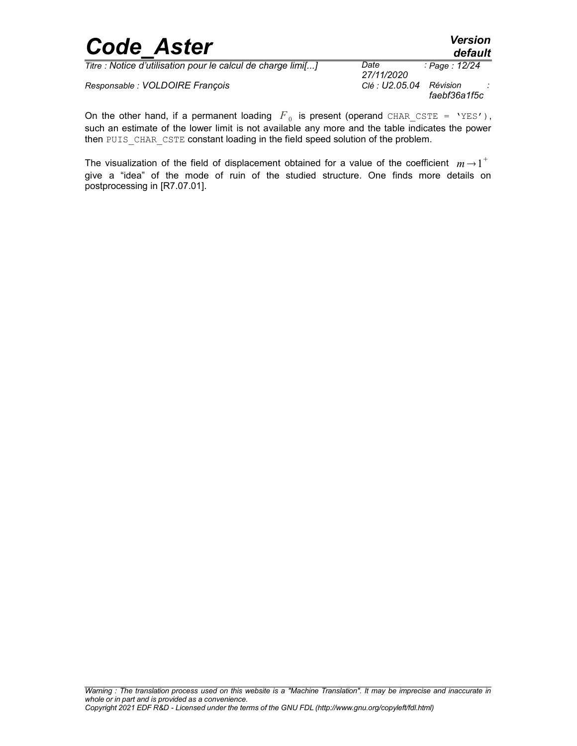On the other hand, if a permanent loading $F_0$ is present (operand CHAR_CSTE = 'YES'), such an estimate of the lower limit is not available any more and the table indicates the power then PUIS_CHAR_CSTE constant loading in the field speed solution of the problem.

The visualization of the field of displacement obtained for a value of the coefficient $m \rightarrow 1^+$ give a "idea" of the mode of ruin of the studied structure. One finds more details on postprocessing in [R7.07.01].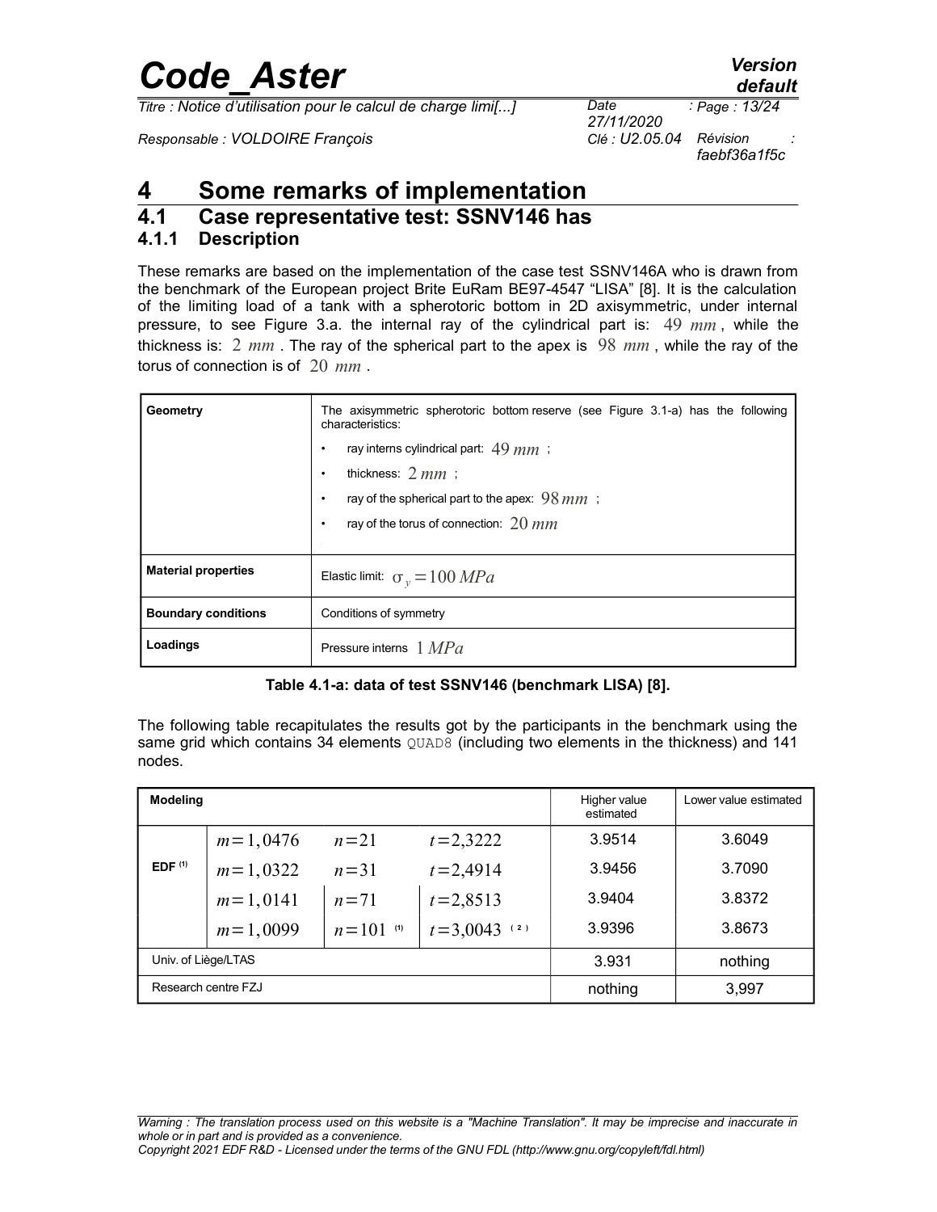# 4 Some remarks of implementation

## 4.1 Case representative test: SSNV146 has

### 4.1.1 Description

These remarks are based on the implementation of the case test SSNV146A who is drawn from the benchmark of the European project Brite EuRam BE97-4547 "LISA" [8]. It is the calculation of the limiting load of a tank with a spherotoric bottom in 2D axisymmetric, under internal pressure, to see Figure 3.a. the internal ray of the cylindrical part is: $49\ mm$, while the thickness is: $2\ mm$. The ray of the spherical part to the apex is $98\ mm$, while the ray of the torus of connection is of $20\ mm$.

| | |
|---|---|
| **Geometry** | The axisymmetric spherotoric bottom reserve (see Figure 3.1-a) has the following characteristics:<br>• ray interns cylindrical part: $49\ mm$ ;<br>• thickness: $2\ mm$ ;<br>• ray of the spherical part to the apex: $98\ mm$ ;<br>• ray of the torus of connection: $20\ mm$ |
| **Material properties** | Elastic limit: $\sigma_y = 100\ MPa$ |
| **Boundary conditions** | Conditions of symmetry |
| **Loadings** | Pressure interns $1\ MPa$ |

**Table 4.1-a: data of test SSNV146 (benchmark LISA) [8].**

The following table recapitulates the results got by the participants in the benchmark using the same grid which contains 34 elements QUAD8 (including two elements in the thickness) and 141 nodes.

| Modeling | | | | Higher value estimated | Lower value estimated |
|---|---|---|---|---|---|
| EDF [1] | $m=1,0476$ | $n=21$ | $t=2,3222$ | 3.9514 | 3.6049 |
| | $m=1,0322$ | $n=31$ | $t=2,4914$ | 3.9456 | 3.7090 |
| | $m=1,0141$ | $n=71$ | $t=2,8513$ | 3.9404 | 3.8372 |
| | $m=1,0099$ | $n=101$ [1] | $t=3,0043$ [2] | 3.9396 | 3.8673 |
| Univ. of Liège/LTAS | | | | 3.931 | nothing |
| Research centre FZJ | | | | nothing | 3,997 |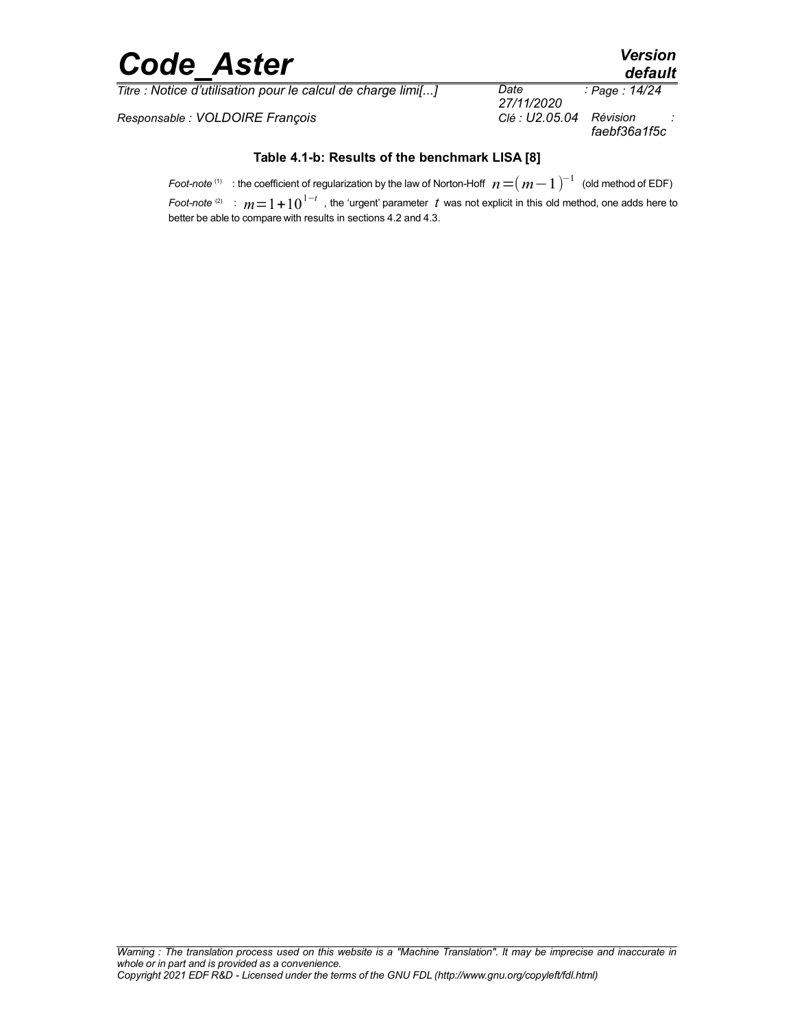**Table 4.1-b: Results of the benchmark LISA [8]**

*Foot-note* [(1)] : the coefficient of regularization by the law of Norton-Hoff $n=(m-1)^{-1}$ (old method of EDF)

*Foot-note* [(2)] : $m=1+10^{1-t}$ , the 'urgent' parameter $t$ was not explicit in this old method, one adds here to better be able to compare with results in sections 4.2 and 4.3.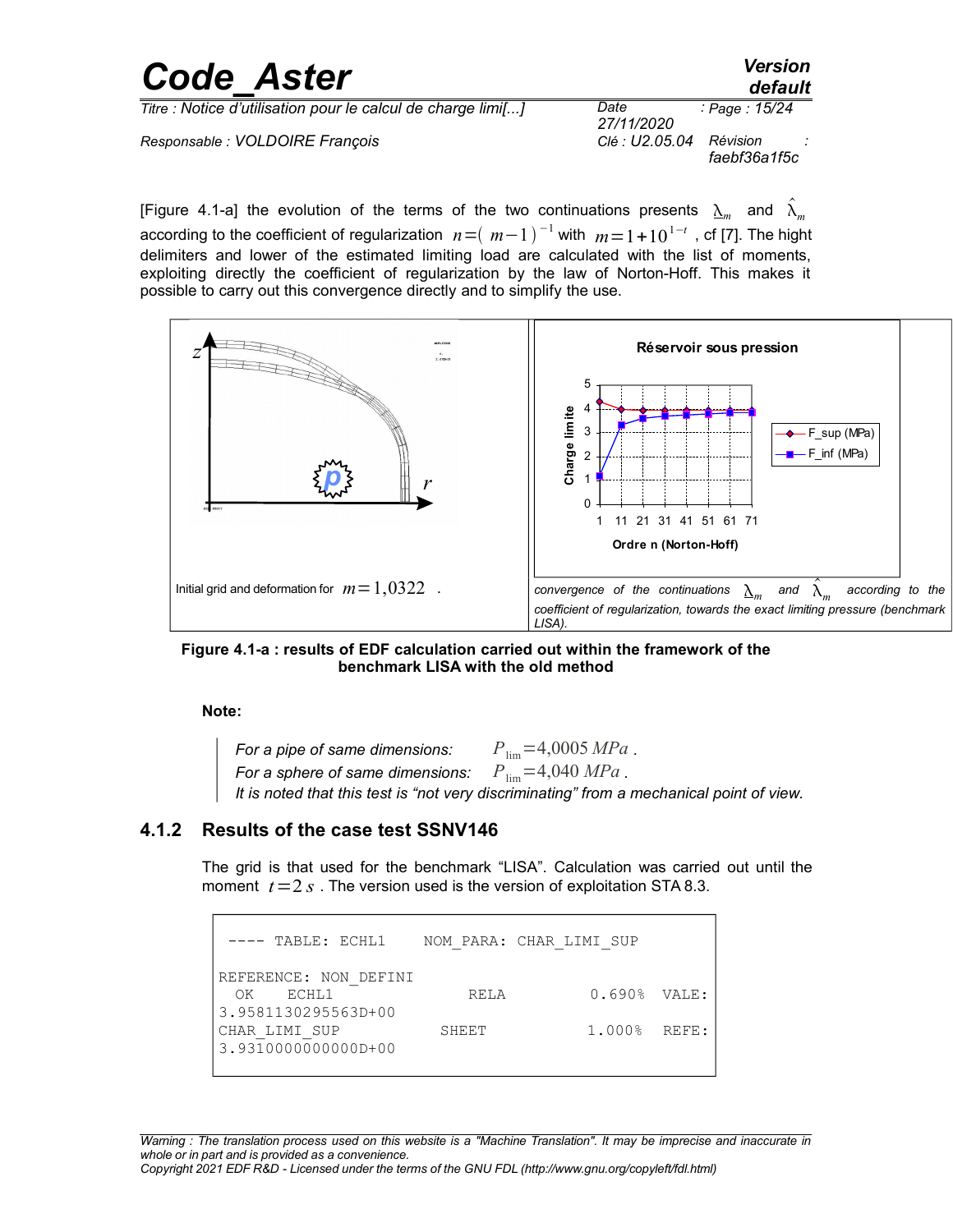[Figure 4.1-a] the evolution of the terms of the two continuations presents $\underline{\lambda}_m$ and $\hat{\lambda}_m$ according to the coefficient of regularization $n=(m-1)^{-1}$ with $m=1+10^{1-t}$, cf [7]. The hight delimiters and lower of the estimated limiting load are calculated with the list of moments, exploiting directly the coefficient of regularization by the law of Norton-Hoff. This makes it possible to carry out this convergence directly and to simplify the use.

Initial grid and deformation for $m=1{,}0322$ .

convergence of the continuations $\underline{\lambda}_m$ and $\hat{\lambda}_m$ according to the coefficient of regularization, towards the exact limiting pressure (benchmark LISA).

**Figure 4.1-a : results of EDF calculation carried out within the framework of the benchmark LISA with the old method**

**Note:**

> *For a pipe of same dimensions:* $P_{\lim}=4{,}0005\ MPa$ .
> *For a sphere of same dimensions:* $P_{\lim}=4{,}040\ MPa$ .
> *It is noted that this test is "not very discriminating" from a mechanical point of view.*

### 4.1.2 Results of the case test SSNV146

The grid is that used for the benchmark "LISA". Calculation was carried out until the moment $t=2\,s$ . The version used is the version of exploitation STA 8.3.

```
 ---- TABLE: ECHL1    NOM_PARA: CHAR_LIMI_SUP

REFERENCE: NON_DEFINI
  OK    ECHL1               RELA          0.690%  VALE:
3.9581130295563D+00
CHAR_LIMI_SUP              SHEET          1.000%  REFE:
3.9310000000000D+00
```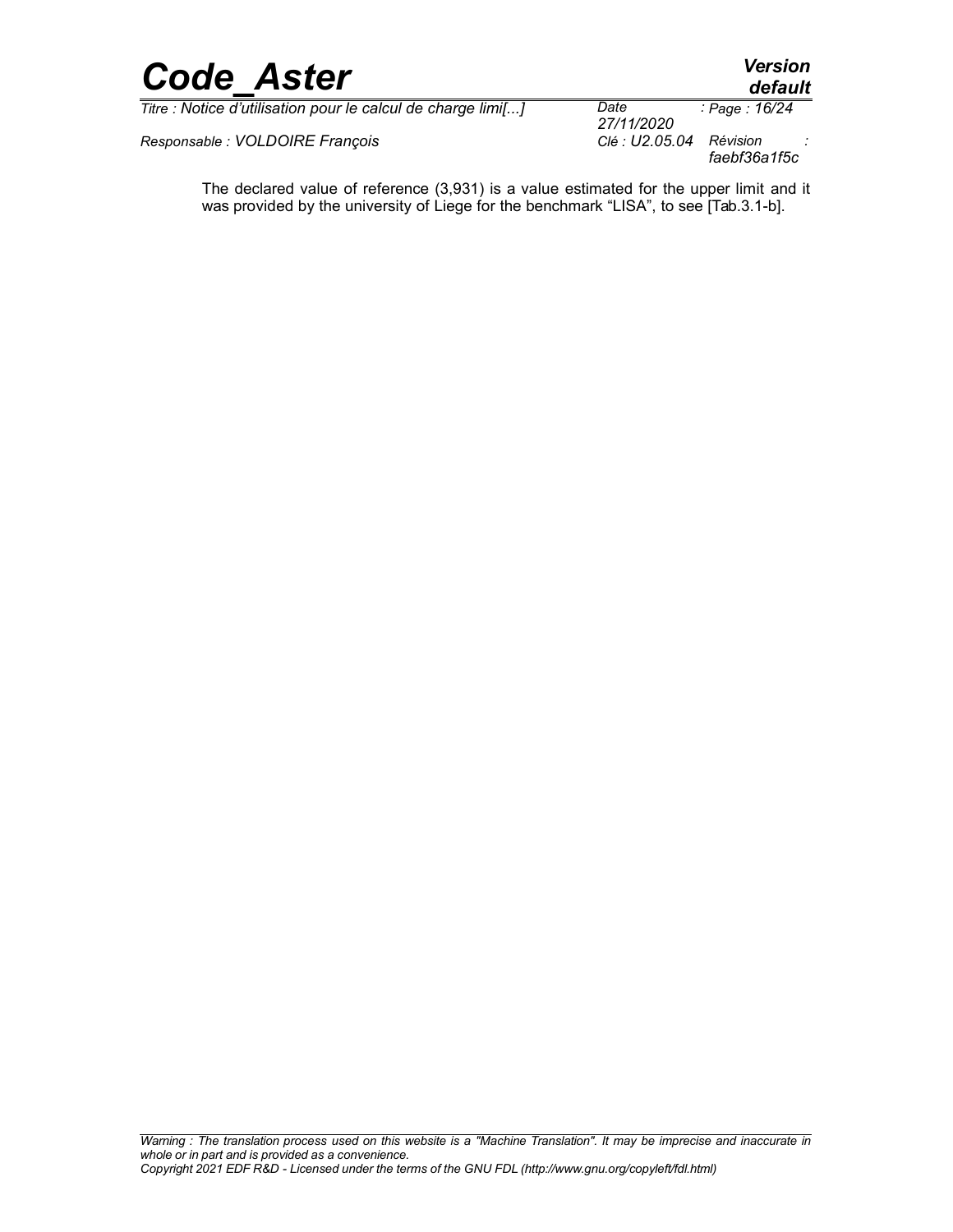The declared value of reference (3,931) is a value estimated for the upper limit and it was provided by the university of Liege for the benchmark "LISA", to see [Tab.3.1-b].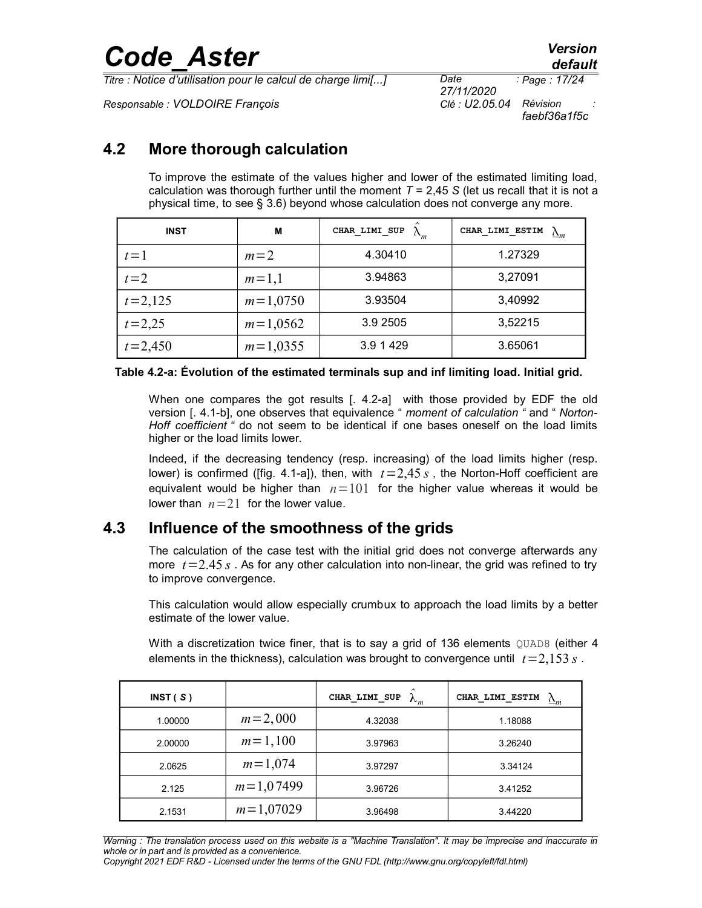## 4.2 More thorough calculation

To improve the estimate of the values higher and lower of the estimated limiting load, calculation was thorough further until the moment *T* = 2,45 *S* (let us recall that it is not a physical time, to see § 3.6) beyond whose calculation does not converge any more.

| INST | M | CHAR_LIMI_SUP $\hat{\lambda}_m$ | CHAR_LIMI_ESTIM $\underline{\lambda}_m$ |
|---|---|---|---|
| $t=1$ | $m=2$ | 4.30410 | 1.27329 |
| $t=2$ | $m=1{,}1$ | 3.94863 | 3,27091 |
| $t=2{,}125$ | $m=1{,}0750$ | 3.93504 | 3,40992 |
| $t=2{,}25$ | $m=1{,}0562$ | 3.9 2505 | 3,52215 |
| $t=2{,}450$ | $m=1{,}0355$ | 3.9 1 429 | 3.65061 |

**Table 4.2-a: Évolution of the estimated terminals sup and inf limiting load. Initial grid.**

When one compares the got results [. 4.2-a] with those provided by EDF the old version [. 4.1-b], one observes that equivalence " *moment of calculation* " and " *Norton-Hoff coefficient* " do not seem to be identical if one bases oneself on the load limits higher or the load limits lower.

Indeed, if the decreasing tendency (resp. increasing) of the load limits higher (resp. lower) is confirmed ([fig. 4.1-a]), then, with $t=2{,}45\,s$ , the Norton-Hoff coefficient are equivalent would be higher than $n=101$ for the higher value whereas it would be lower than $n=21$ for the lower value.

## 4.3 Influence of the smoothness of the grids

The calculation of the case test with the initial grid does not converge afterwards any more $t=2.45\,s$ . As for any other calculation into non-linear, the grid was refined to try to improve convergence.

This calculation would allow especially crumbux to approach the load limits by a better estimate of the lower value.

With a discretization twice finer, that is to say a grid of 136 elements QUAD8 (either 4 elements in the thickness), calculation was brought to convergence until $t=2{,}153\,s$ .

| INST ( *S* ) | | CHAR_LIMI_SUP $\hat{\lambda}_m$ | CHAR_LIMI_ESTIM $\underline{\lambda}_m$ |
|---|---|---|---|
| 1.00000 | $m=2{,}000$ | 4.32038 | 1.18088 |
| 2.00000 | $m=1{,}100$ | 3.97963 | 3.26240 |
| 2.0625 | $m=1{,}074$ | 3.97297 | 3.34124 |
| 2.125 | $m=1{,}07499$ | 3.96726 | 3.41252 |
| 2.1531 | $m=1{,}07029$ | 3.96498 | 3.44220 |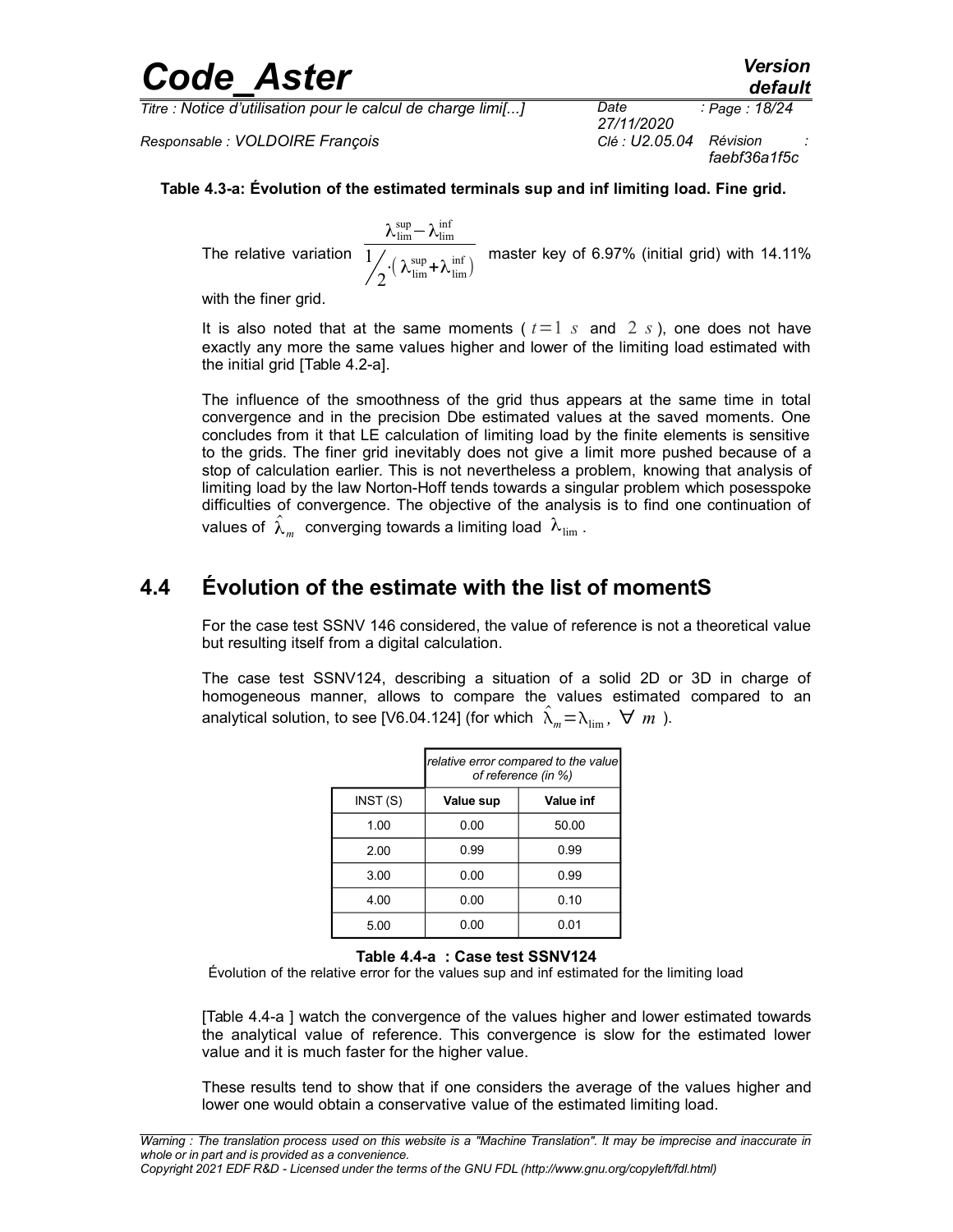**Table 4.3-a: Évolution of the estimated terminals sup and inf limiting load. Fine grid.**

The relative variation $\dfrac{\lambda_{\lim}^{\sup}-\lambda_{\lim}^{\inf}}{1/2\cdot(\lambda_{\lim}^{\sup}+\lambda_{\lim}^{\inf})}$ master key of 6.97% (initial grid) with 14.11% with the finer grid.

It is also noted that at the same moments ( $t=1\ s$ and $2\ s$ ), one does not have exactly any more the same values higher and lower of the limiting load estimated with the initial grid [Table 4.2-a].

The influence of the smoothness of the grid thus appears at the same time in total convergence and in the precision Dbe estimated values at the saved moments. One concludes from it that LE calculation of limiting load by the finite elements is sensitive to the grids. The finer grid inevitably does not give a limit more pushed because of a stop of calculation earlier. This is not nevertheless a problem, knowing that analysis of limiting load by the law Norton-Hoff tends towards a singular problem which posesspoke difficulties of convergence. The objective of the analysis is to find one continuation of values of $\hat{\lambda}_m$ converging towards a limiting load $\lambda_{\lim}$ .

## 4.4 Évolution of the estimate with the list of momentS

For the case test SSNV 146 considered, the value of reference is not a theoretical value but resulting itself from a digital calculation.

The case test SSNV124, describing a situation of a solid 2D or 3D in charge of homogeneous manner, allows to compare the values estimated compared to an analytical solution, to see [V6.04.124] (for which $\hat{\lambda}_m=\lambda_{\lim},\ \forall\ m$ ).

| | *relative error compared to the value of reference (in %)* | |
|---|---|---|
| INST (S) | **Value sup** | **Value inf** |
| 1.00 | 0.00 | 50.00 |
| 2.00 | 0.99 | 0.99 |
| 3.00 | 0.00 | 0.99 |
| 4.00 | 0.00 | 0.10 |
| 5.00 | 0.00 | 0.01 |

**Table 4.4-a : Case test SSNV124**

Évolution of the relative error for the values sup and inf estimated for the limiting load

[Table 4.4-a ] watch the convergence of the values higher and lower estimated towards the analytical value of reference. This convergence is slow for the estimated lower value and it is much faster for the higher value.

These results tend to show that if one considers the average of the values higher and lower one would obtain a conservative value of the estimated limiting load.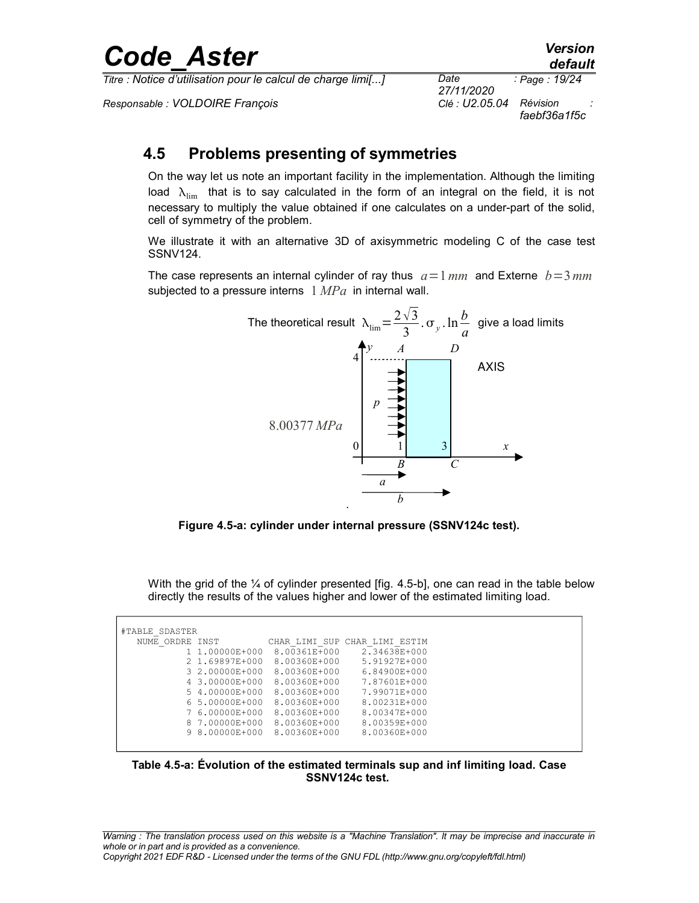## 4.5 Problems presenting of symmetries

On the way let us note an important facility in the implementation. Although the limiting load $\lambda_{\lim}$ that is to say calculated in the form of an integral on the field, it is not necessary to multiply the value obtained if one calculates on a under-part of the solid, cell of symmetry of the problem.

We illustrate it with an alternative 3D of axisymmetric modeling C of the case test SSNV124.

The case represents an internal cylinder of ray thus $a=1\,mm$ and Externe $b=3\,mm$ subjected to a pressure interns $1\,MPa$ in internal wall.

The theoretical result $\lambda_{\lim}=\frac{2\sqrt{3}}{3}.\sigma_y.\ln\frac{b}{a}$ give a load limits $8.00377\,MPa$

Figure 4.5-a: cylinder under internal pressure (SSNV124c test).

With the grid of the ¼ of cylinder presented [fig. 4.5-b], one can read in the table below directly the results of the values higher and lower of the estimated limiting load.

```
#TABLE_SDASTER
 NUME_ORDRE INST          CHAR_LIMI_SUP CHAR_LIMI_ESTIM
          1 1.00000E+000  8.00361E+000   2.34638E+000
          2 1.69897E+000  8.00360E+000   5.91927E+000
          3 2.00000E+000  8.00360E+000   6.84900E+000
          4 3.00000E+000  8.00360E+000   7.87601E+000
          5 4.00000E+000  8.00360E+000   7.99071E+000
          6 5.00000E+000  8.00360E+000   8.00231E+000
          7 6.00000E+000  8.00360E+000   8.00347E+000
          8 7.00000E+000  8.00360E+000   8.00359E+000
          9 8.00000E+000  8.00360E+000   8.00360E+000
```

**Table 4.5-a: Évolution of the estimated terminals sup and inf limiting load. Case SSNV124c test.**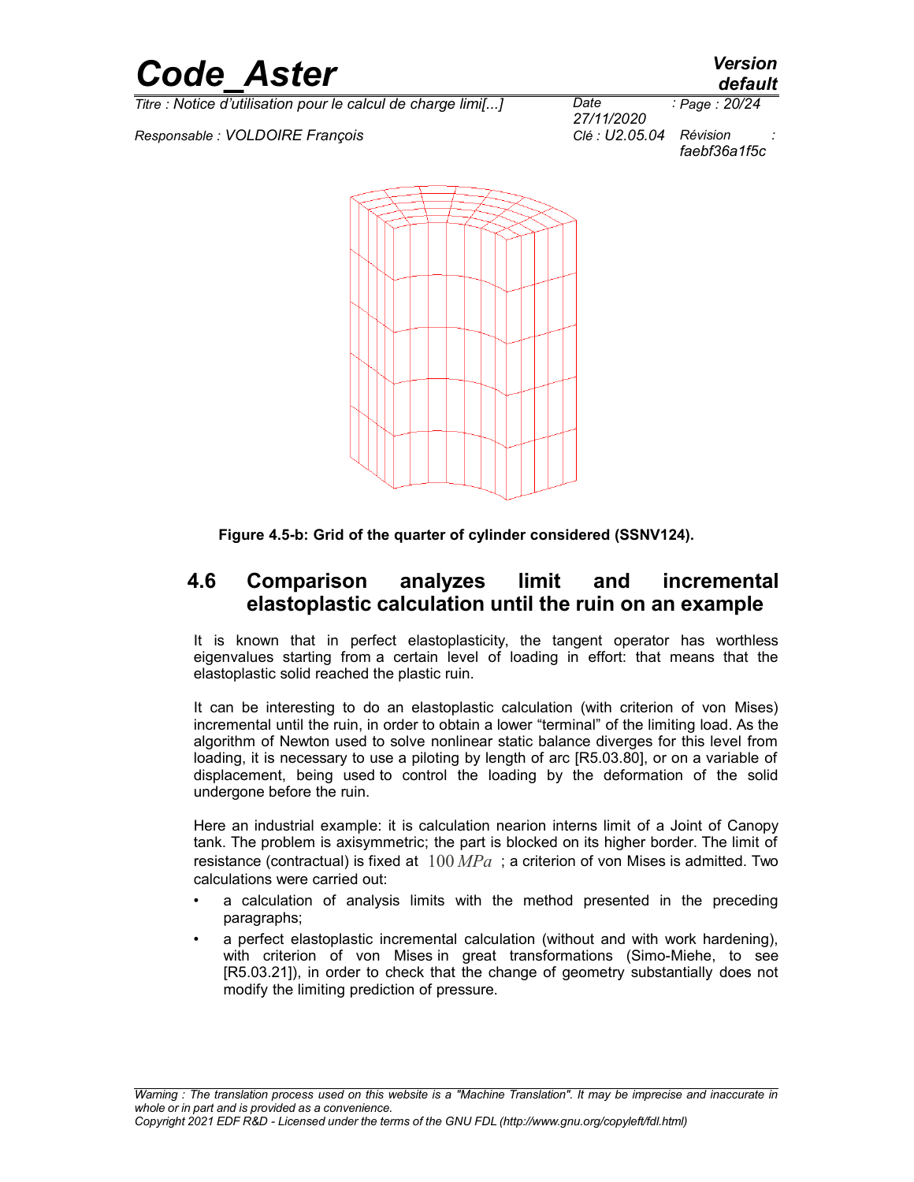Figure 4.5-b: Grid of the quarter of cylinder considered (SSNV124).

## 4.6 Comparison analyzes limit and incremental elastoplastic calculation until the ruin on an example

It is known that in perfect elastoplasticity, the tangent operator has worthless eigenvalues starting from a certain level of loading in effort: that means that the elastoplastic solid reached the plastic ruin.

It can be interesting to do an elastoplastic calculation (with criterion of von Mises) incremental until the ruin, in order to obtain a lower "terminal" of the limiting load. As the algorithm of Newton used to solve nonlinear static balance diverges for this level from loading, it is necessary to use a piloting by length of arc [R5.03.80], or on a variable of displacement, being used to control the loading by the deformation of the solid undergone before the ruin.

Here an industrial example: it is calculation nearion interns limit of a Joint of Canopy tank. The problem is axisymmetric; the part is blocked on its higher border. The limit of resistance (contractual) is fixed at $100\,MPa$ ; a criterion of von Mises is admitted. Two calculations were carried out:

- a calculation of analysis limits with the method presented in the preceding paragraphs;
- a perfect elastoplastic incremental calculation (without and with work hardening), with criterion of von Mises in great transformations (Simo-Miehe, to see [R5.03.21]), in order to check that the change of geometry substantially does not modify the limiting prediction of pressure.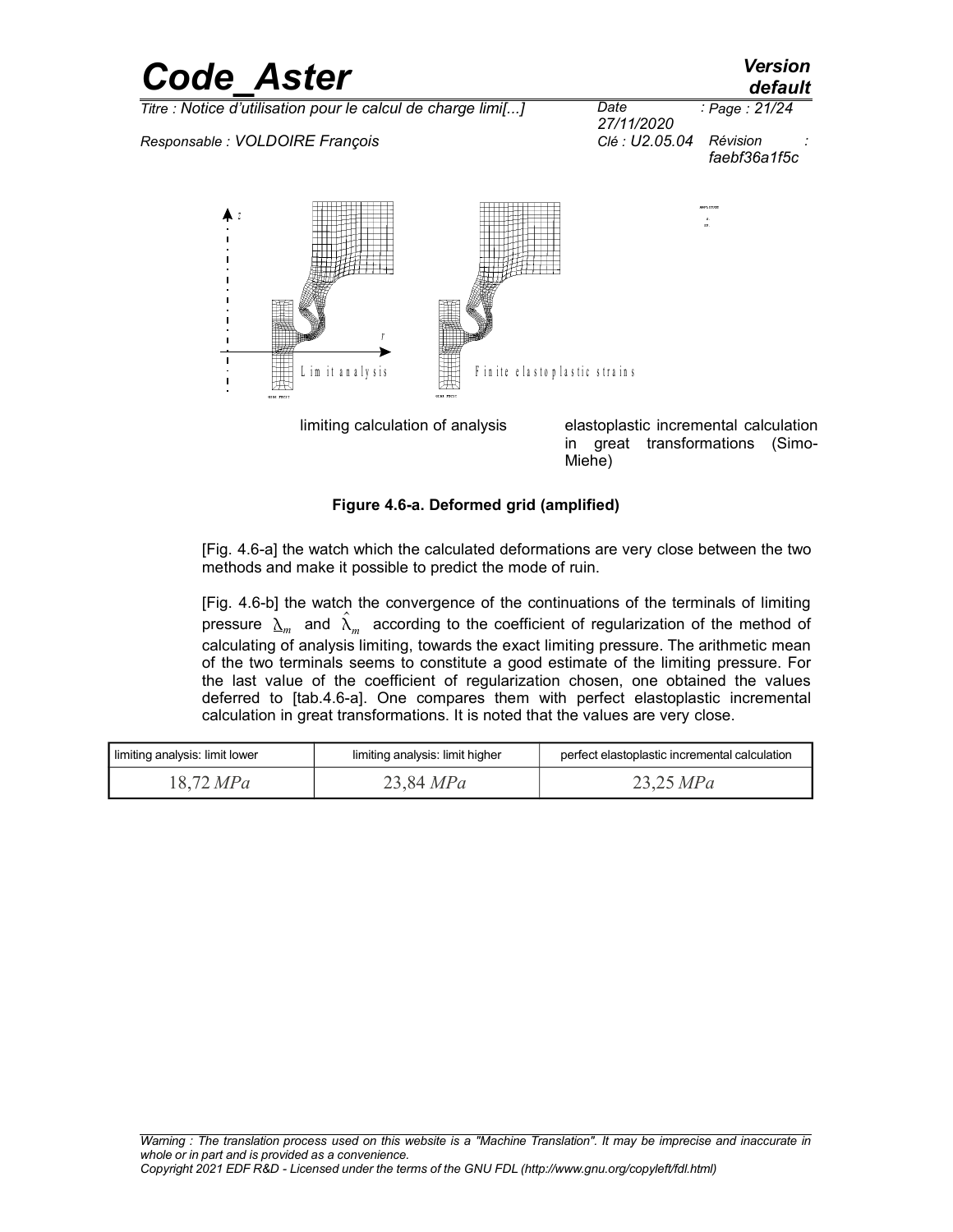limiting calculation of analysis

elastoplastic incremental calculation in great transformations (Simo-Miehe)

**Figure 4.6-a. Deformed grid (amplified)**

[Fig. 4.6-a] the watch which the calculated deformations are very close between the two methods and make it possible to predict the mode of ruin.

[Fig. 4.6-b] the watch the convergence of the continuations of the terminals of limiting pressure $\underline{\lambda}_m$ and $\hat{\lambda}_m$ according to the coefficient of regularization of the method of calculating of analysis limiting, towards the exact limiting pressure. The arithmetic mean of the two terminals seems to constitute a good estimate of the limiting pressure. For the last value of the coefficient of regularization chosen, one obtained the values deferred to [tab.4.6-a]. One compares them with perfect elastoplastic incremental calculation in great transformations. It is noted that the values are very close.

| limiting analysis: limit lower | limiting analysis: limit higher | perfect elastoplastic incremental calculation |
|---|---|---|
| 18,72 $MPa$ | 23,84 $MPa$ | 23,25 $MPa$ |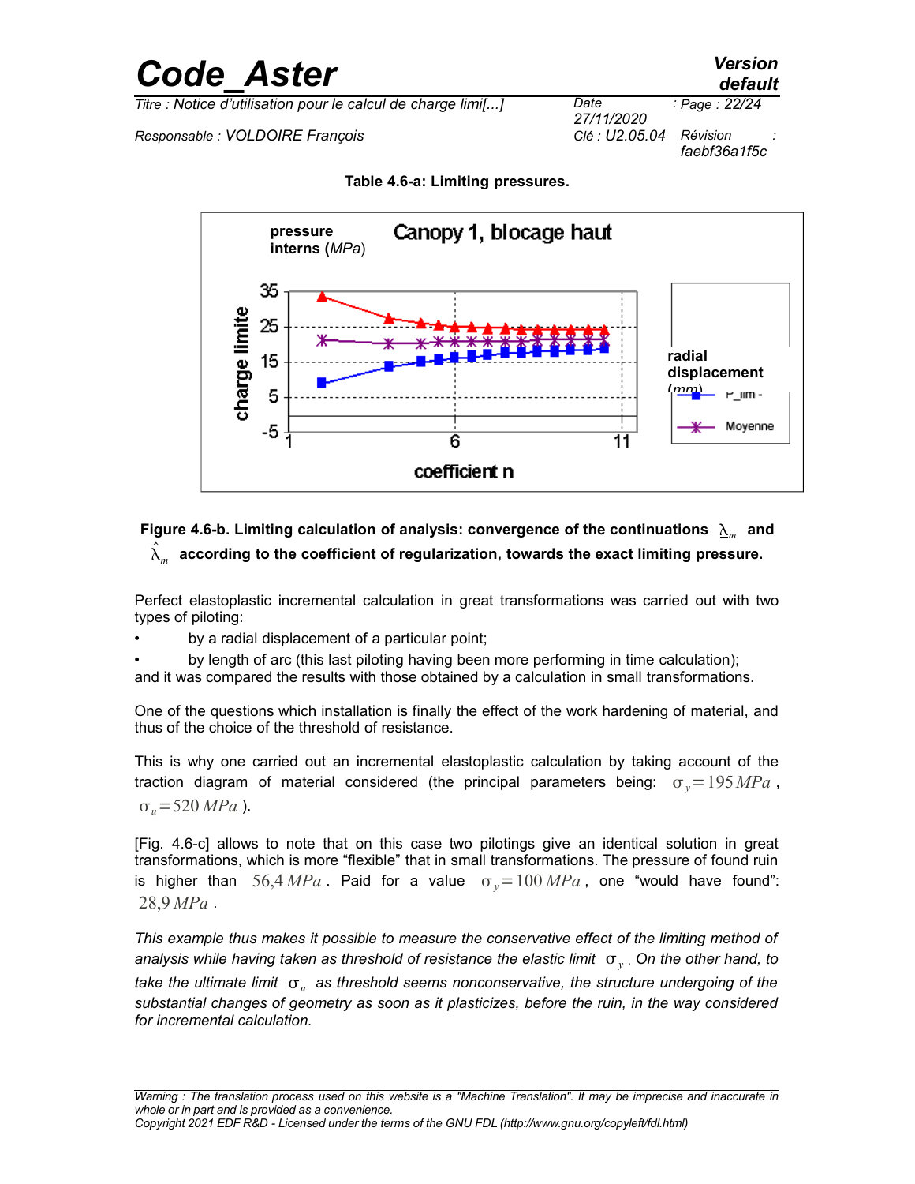**Table 4.6-a: Limiting pressures.**

**Figure 4.6-b. Limiting calculation of analysis: convergence of the continuations $\underline{\lambda}_m$ and $\hat{\lambda}_m$ according to the coefficient of regularization, towards the exact limiting pressure.**

Perfect elastoplastic incremental calculation in great transformations was carried out with two types of piloting:

- by a radial displacement of a particular point;
- by length of arc (this last piloting having been more performing in time calculation);

and it was compared the results with those obtained by a calculation in small transformations.

One of the questions which installation is finally the effect of the work hardening of material, and thus of the choice of the threshold of resistance.

This is why one carried out an incremental elastoplastic calculation by taking account of the traction diagram of material considered (the principal parameters being: $\sigma_y = 195\,MPa$, $\sigma_u = 520\,MPa$).

[Fig. 4.6-c] allows to note that on this case two pilotings give an identical solution in great transformations, which is more "flexible" that in small transformations. The pressure of found ruin is higher than $56{,}4\,MPa$. Paid for a value $\sigma_y = 100\,MPa$, one "would have found": $28{,}9\,MPa$.

*This example thus makes it possible to measure the conservative effect of the limiting method of analysis while having taken as threshold of resistance the elastic limit $\sigma_y$. On the other hand, to take the ultimate limit $\sigma_u$ as threshold seems nonconservative, the structure undergoing of the substantial changes of geometry as soon as it plasticizes, before the ruin, in the way considered for incremental calculation.*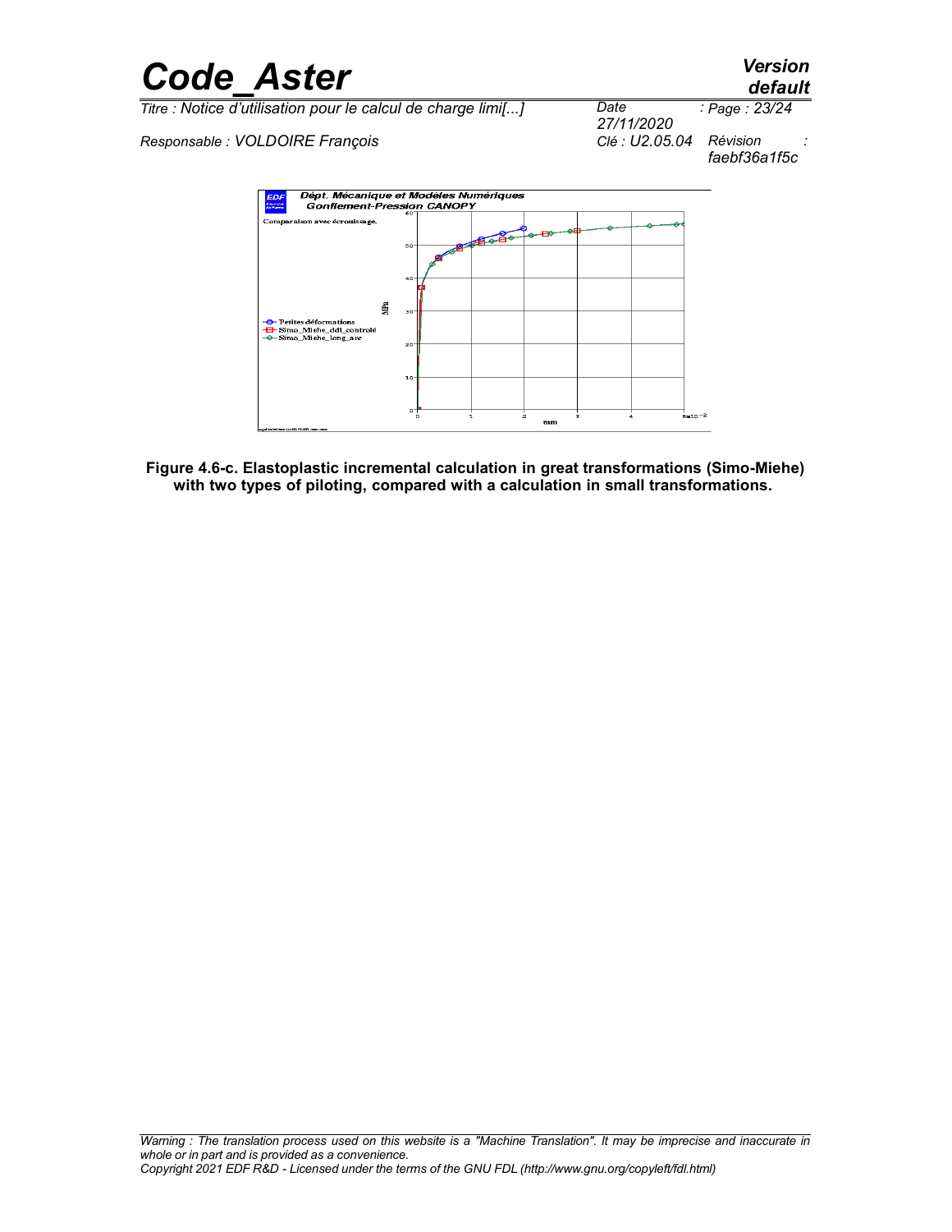Figure 4.6-c. Elastoplastic incremental calculation in great transformations (Simo-Miehe) with two types of piloting, compared with a calculation in small transformations.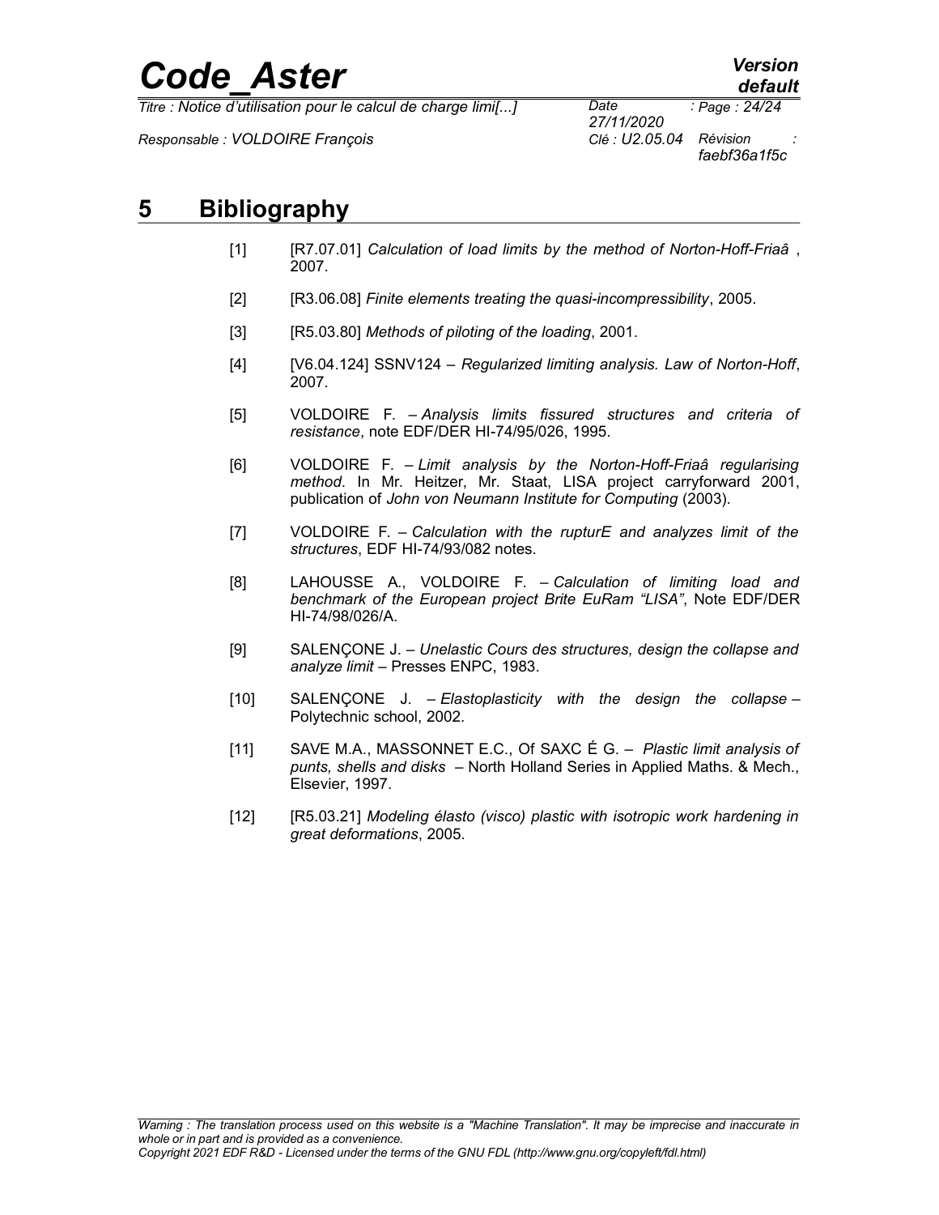# 5 Bibliography

[1] [R7.07.01] *Calculation of load limits by the method of Norton-Hoff-Friaâ* , 2007.

[2] [R3.06.08] *Finite elements treating the quasi-incompressibility*, 2005.

[3] [R5.03.80] *Methods of piloting of the loading*, 2001.

[4] [V6.04.124] SSNV124 – *Regularized limiting analysis. Law of Norton-Hoff*, 2007.

[5] VOLDOIRE F. – *Analysis limits fissured structures and criteria of resistance*, note EDF/DER HI-74/95/026, 1995.

[6] VOLDOIRE F. – *Limit analysis by the Norton-Hoff-Friaâ regularising method*. In Mr. Heitzer, Mr. Staat, LISA project carryforward 2001, publication of *John von Neumann Institute for Computing* (2003).

[7] VOLDOIRE F. – *Calculation with the rupturE and analyzes limit of the structures*, EDF HI-74/93/082 notes.

[8] LAHOUSSE A., VOLDOIRE F. – *Calculation of limiting load and benchmark of the European project Brite EuRam "LISA"*, Note EDF/DER HI-74/98/026/A.

[9] SALENÇONE J. – *Unelastic Cours des structures, design the collapse and analyze limit* – Presses ENPC, 1983.

[10] SALENÇONE J. – *Elastoplasticity with the design the collapse* – Polytechnic school, 2002.

[11] SAVE M.A., MASSONNET E.C., Of SAXC É G. – *Plastic limit analysis of punts, shells and disks* – North Holland Series in Applied Maths. & Mech., Elsevier, 1997.

[12] [R5.03.21] *Modeling élasto (visco) plastic with isotropic work hardening in great deformations*, 2005.